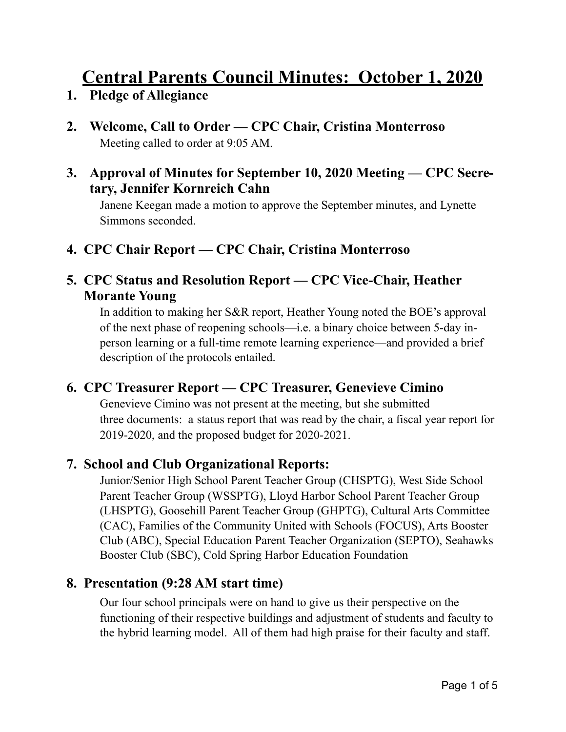# Central Parents Council Minutes: October 1, 2020

1. **Pledge of Allegiance**

2. **Welcome, Call to Order — CPC Chair, Cristina Monterroso**

   Meeting called to order at 9:05 AM.

3. **Approval of Minutes for September 10, 2020 Meeting — CPC Secretary, Jennifer Kornreich Cahn**

   Janene Keegan made a motion to approve the September minutes, and Lynette Simmons seconded.

4. **CPC Chair Report — CPC Chair, Cristina Monterroso**

5. **CPC Status and Resolution Report — CPC Vice-Chair, Heather Morante Young**

   In addition to making her S&R report, Heather Young noted the BOE's approval of the next phase of reopening schools—i.e. a binary choice between 5-day in-person learning or a full-time remote learning experience—and provided a brief description of the protocols entailed.

6. **CPC Treasurer Report — CPC Treasurer, Genevieve Cimino**

   Genevieve Cimino was not present at the meeting, but she submitted three documents: a status report that was read by the chair, a fiscal year report for 2019-2020, and the proposed budget for 2020-2021.

7. **School and Club Organizational Reports:**

   Junior/Senior High School Parent Teacher Group (CHSPTG), West Side School Parent Teacher Group (WSSPTG), Lloyd Harbor School Parent Teacher Group (LHSPTG), Goosehill Parent Teacher Group (GHPTG), Cultural Arts Committee (CAC), Families of the Community United with Schools (FOCUS), Arts Booster Club (ABC), Special Education Parent Teacher Organization (SEPTO), Seahawks Booster Club (SBC), Cold Spring Harbor Education Foundation

8. **Presentation (9:28 AM start time)**

   Our four school principals were on hand to give us their perspective on the functioning of their respective buildings and adjustment of students and faculty to the hybrid learning model. All of them had high praise for their faculty and staff.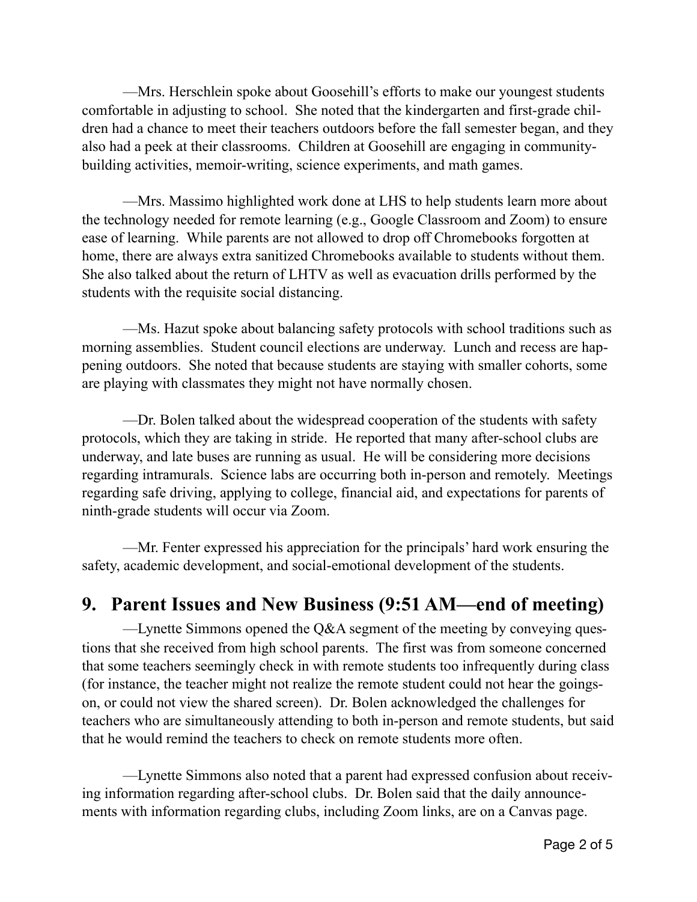—Mrs. Herschlein spoke about Goosehill's efforts to make our youngest students comfortable in adjusting to school. She noted that the kindergarten and first-grade children had a chance to meet their teachers outdoors before the fall semester began, and they also had a peek at their classrooms. Children at Goosehill are engaging in community-building activities, memoir-writing, science experiments, and math games.

—Mrs. Massimo highlighted work done at LHS to help students learn more about the technology needed for remote learning (e.g., Google Classroom and Zoom) to ensure ease of learning. While parents are not allowed to drop off Chromebooks forgotten at home, there are always extra sanitized Chromebooks available to students without them. She also talked about the return of LHTV as well as evacuation drills performed by the students with the requisite social distancing.

—Ms. Hazut spoke about balancing safety protocols with school traditions such as morning assemblies. Student council elections are underway. Lunch and recess are happening outdoors. She noted that because students are staying with smaller cohorts, some are playing with classmates they might not have normally chosen.

—Dr. Bolen talked about the widespread cooperation of the students with safety protocols, which they are taking in stride. He reported that many after-school clubs are underway, and late buses are running as usual. He will be considering more decisions regarding intramurals. Science labs are occurring both in-person and remotely. Meetings regarding safe driving, applying to college, financial aid, and expectations for parents of ninth-grade students will occur via Zoom.

—Mr. Fenter expressed his appreciation for the principals' hard work ensuring the safety, academic development, and social-emotional development of the students.

## 9. Parent Issues and New Business (9:51 AM—end of meeting)

—Lynette Simmons opened the Q&A segment of the meeting by conveying questions that she received from high school parents. The first was from someone concerned that some teachers seemingly check in with remote students too infrequently during class (for instance, the teacher might not realize the remote student could not hear the goings-on, or could not view the shared screen). Dr. Bolen acknowledged the challenges for teachers who are simultaneously attending to both in-person and remote students, but said that he would remind the teachers to check on remote students more often.

—Lynette Simmons also noted that a parent had expressed confusion about receiving information regarding after-school clubs. Dr. Bolen said that the daily announcements with information regarding clubs, including Zoom links, are on a Canvas page.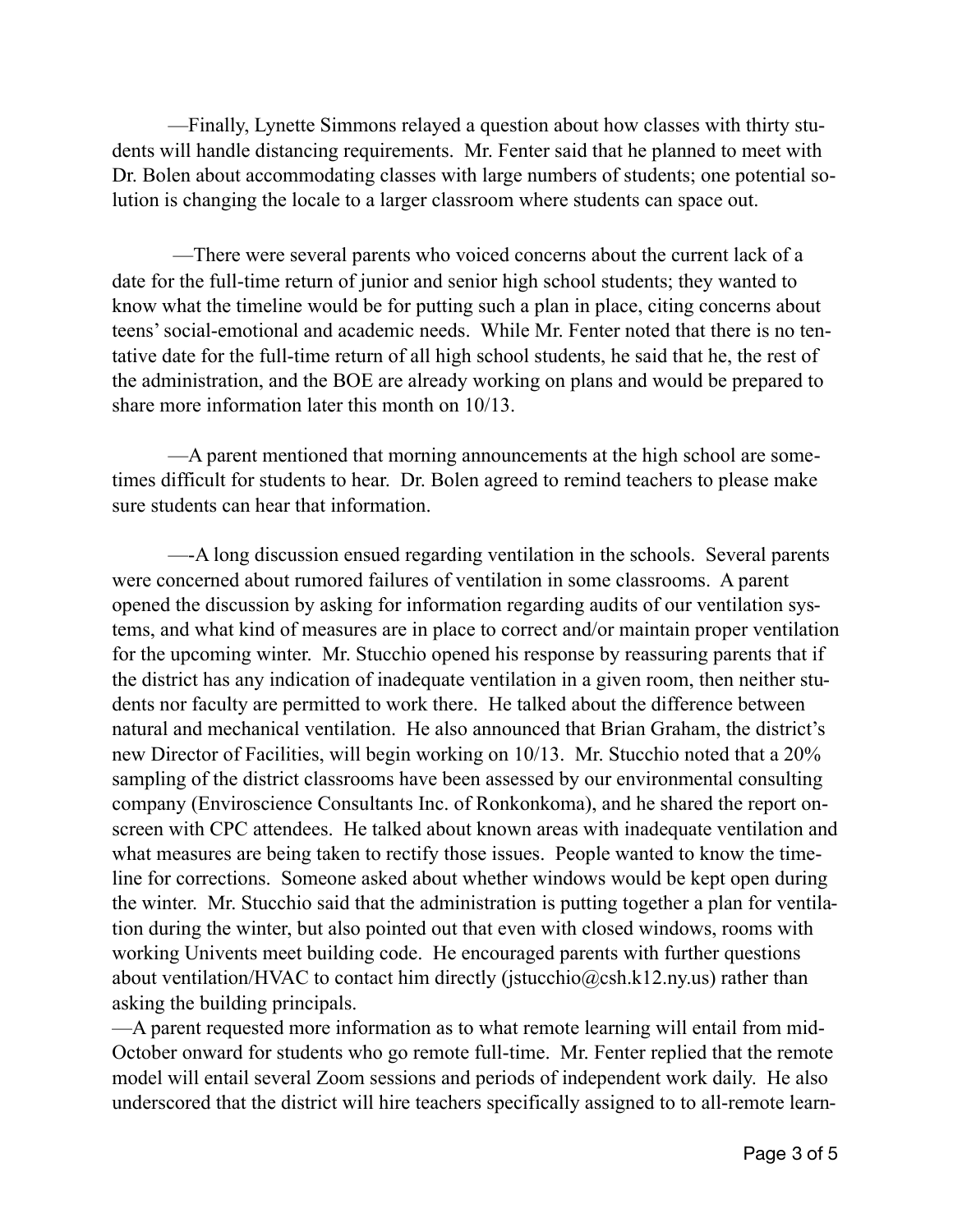—Finally, Lynette Simmons relayed a question about how classes with thirty students will handle distancing requirements. Mr. Fenter said that he planned to meet with Dr. Bolen about accommodating classes with large numbers of students; one potential solution is changing the locale to a larger classroom where students can space out.

—There were several parents who voiced concerns about the current lack of a date for the full-time return of junior and senior high school students; they wanted to know what the timeline would be for putting such a plan in place, citing concerns about teens' social-emotional and academic needs. While Mr. Fenter noted that there is no tentative date for the full-time return of all high school students, he said that he, the rest of the administration, and the BOE are already working on plans and would be prepared to share more information later this month on 10/13.

—A parent mentioned that morning announcements at the high school are sometimes difficult for students to hear. Dr. Bolen agreed to remind teachers to please make sure students can hear that information.

—-A long discussion ensued regarding ventilation in the schools. Several parents were concerned about rumored failures of ventilation in some classrooms. A parent opened the discussion by asking for information regarding audits of our ventilation systems, and what kind of measures are in place to correct and/or maintain proper ventilation for the upcoming winter. Mr. Stucchio opened his response by reassuring parents that if the district has any indication of inadequate ventilation in a given room, then neither students nor faculty are permitted to work there. He talked about the difference between natural and mechanical ventilation. He also announced that Brian Graham, the district's new Director of Facilities, will begin working on 10/13. Mr. Stucchio noted that a 20% sampling of the district classrooms have been assessed by our environmental consulting company (Enviroscience Consultants Inc. of Ronkonkoma), and he shared the report on-screen with CPC attendees. He talked about known areas with inadequate ventilation and what measures are being taken to rectify those issues. People wanted to know the timeline for corrections. Someone asked about whether windows would be kept open during the winter. Mr. Stucchio said that the administration is putting together a plan for ventilation during the winter, but also pointed out that even with closed windows, rooms with working Univents meet building code. He encouraged parents with further questions about ventilation/HVAC to contact him directly (jstucchio@csh.k12.ny.us) rather than asking the building principals.

—A parent requested more information as to what remote learning will entail from mid-October onward for students who go remote full-time. Mr. Fenter replied that the remote model will entail several Zoom sessions and periods of independent work daily. He also underscored that the district will hire teachers specifically assigned to to all-remote learn-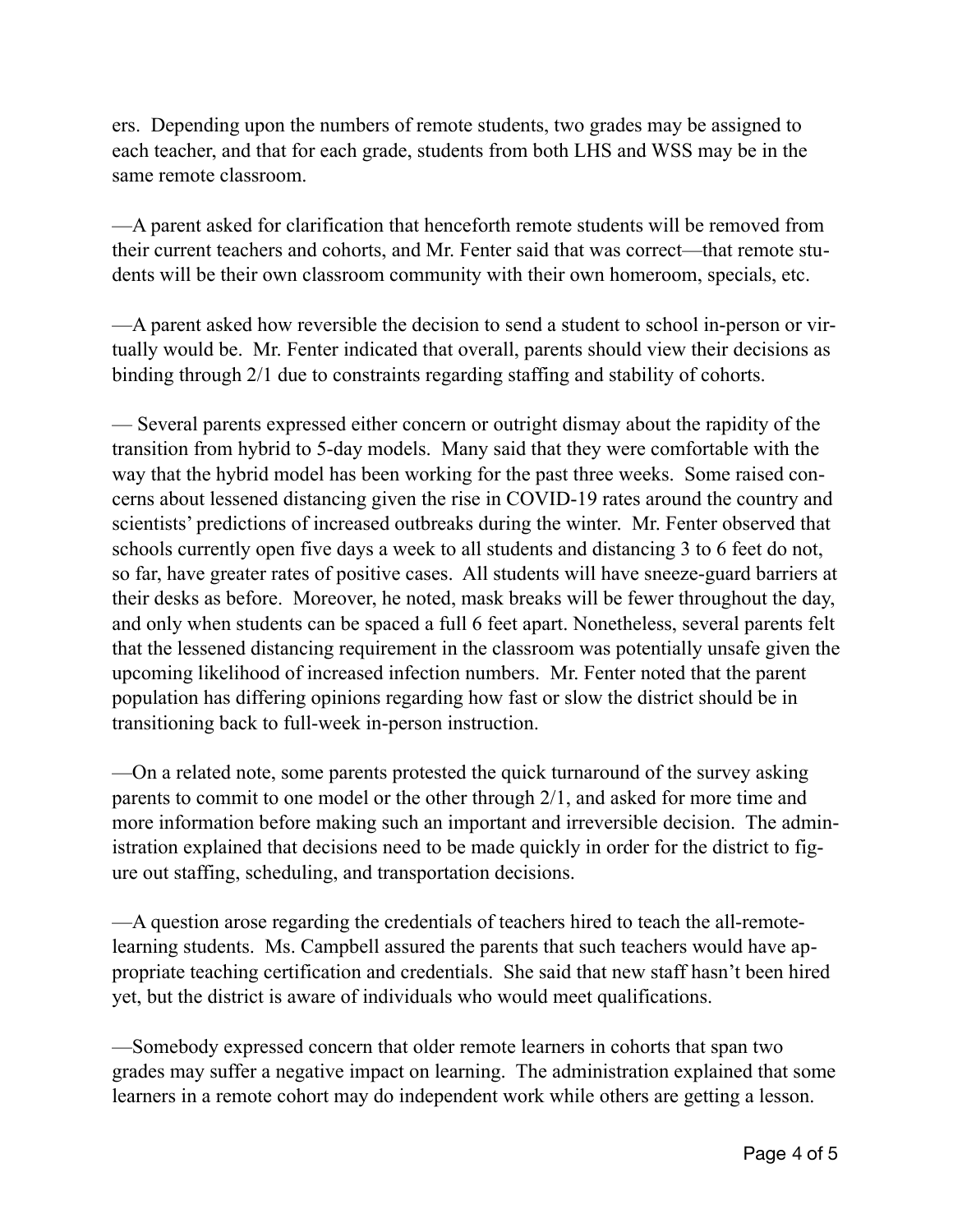ers. Depending upon the numbers of remote students, two grades may be assigned to each teacher, and that for each grade, students from both LHS and WSS may be in the same remote classroom.

—A parent asked for clarification that henceforth remote students will be removed from their current teachers and cohorts, and Mr. Fenter said that was correct—that remote students will be their own classroom community with their own homeroom, specials, etc.

—A parent asked how reversible the decision to send a student to school in-person or virtually would be. Mr. Fenter indicated that overall, parents should view their decisions as binding through 2/1 due to constraints regarding staffing and stability of cohorts.

— Several parents expressed either concern or outright dismay about the rapidity of the transition from hybrid to 5-day models. Many said that they were comfortable with the way that the hybrid model has been working for the past three weeks. Some raised concerns about lessened distancing given the rise in COVID-19 rates around the country and scientists' predictions of increased outbreaks during the winter. Mr. Fenter observed that schools currently open five days a week to all students and distancing 3 to 6 feet do not, so far, have greater rates of positive cases. All students will have sneeze-guard barriers at their desks as before. Moreover, he noted, mask breaks will be fewer throughout the day, and only when students can be spaced a full 6 feet apart. Nonetheless, several parents felt that the lessened distancing requirement in the classroom was potentially unsafe given the upcoming likelihood of increased infection numbers. Mr. Fenter noted that the parent population has differing opinions regarding how fast or slow the district should be in transitioning back to full-week in-person instruction.

—On a related note, some parents protested the quick turnaround of the survey asking parents to commit to one model or the other through 2/1, and asked for more time and more information before making such an important and irreversible decision. The administration explained that decisions need to be made quickly in order for the district to figure out staffing, scheduling, and transportation decisions.

—A question arose regarding the credentials of teachers hired to teach the all-remote-learning students. Ms. Campbell assured the parents that such teachers would have appropriate teaching certification and credentials. She said that new staff hasn't been hired yet, but the district is aware of individuals who would meet qualifications.

—Somebody expressed concern that older remote learners in cohorts that span two grades may suffer a negative impact on learning. The administration explained that some learners in a remote cohort may do independent work while others are getting a lesson.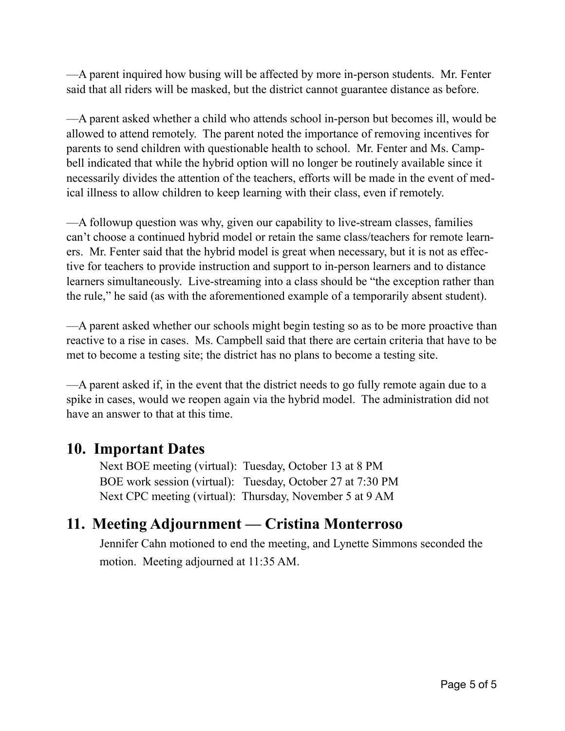—A parent inquired how busing will be affected by more in-person students. Mr. Fenter said that all riders will be masked, but the district cannot guarantee distance as before.

—A parent asked whether a child who attends school in-person but becomes ill, would be allowed to attend remotely. The parent noted the importance of removing incentives for parents to send children with questionable health to school. Mr. Fenter and Ms. Campbell indicated that while the hybrid option will no longer be routinely available since it necessarily divides the attention of the teachers, efforts will be made in the event of medical illness to allow children to keep learning with their class, even if remotely.

—A followup question was why, given our capability to live-stream classes, families can't choose a continued hybrid model or retain the same class/teachers for remote learners. Mr. Fenter said that the hybrid model is great when necessary, but it is not as effective for teachers to provide instruction and support to in-person learners and to distance learners simultaneously. Live-streaming into a class should be "the exception rather than the rule," he said (as with the aforementioned example of a temporarily absent student).

—A parent asked whether our schools might begin testing so as to be more proactive than reactive to a rise in cases. Ms. Campbell said that there are certain criteria that have to be met to become a testing site; the district has no plans to become a testing site.

—A parent asked if, in the event that the district needs to go fully remote again due to a spike in cases, would we reopen again via the hybrid model. The administration did not have an answer to that at this time.

## 10. Important Dates

Next BOE meeting (virtual): Tuesday, October 13 at 8 PM
BOE work session (virtual): Tuesday, October 27 at 7:30 PM
Next CPC meeting (virtual): Thursday, November 5 at 9 AM

## 11. Meeting Adjournment — Cristina Monterroso

Jennifer Cahn motioned to end the meeting, and Lynette Simmons seconded the motion. Meeting adjourned at 11:35 AM.